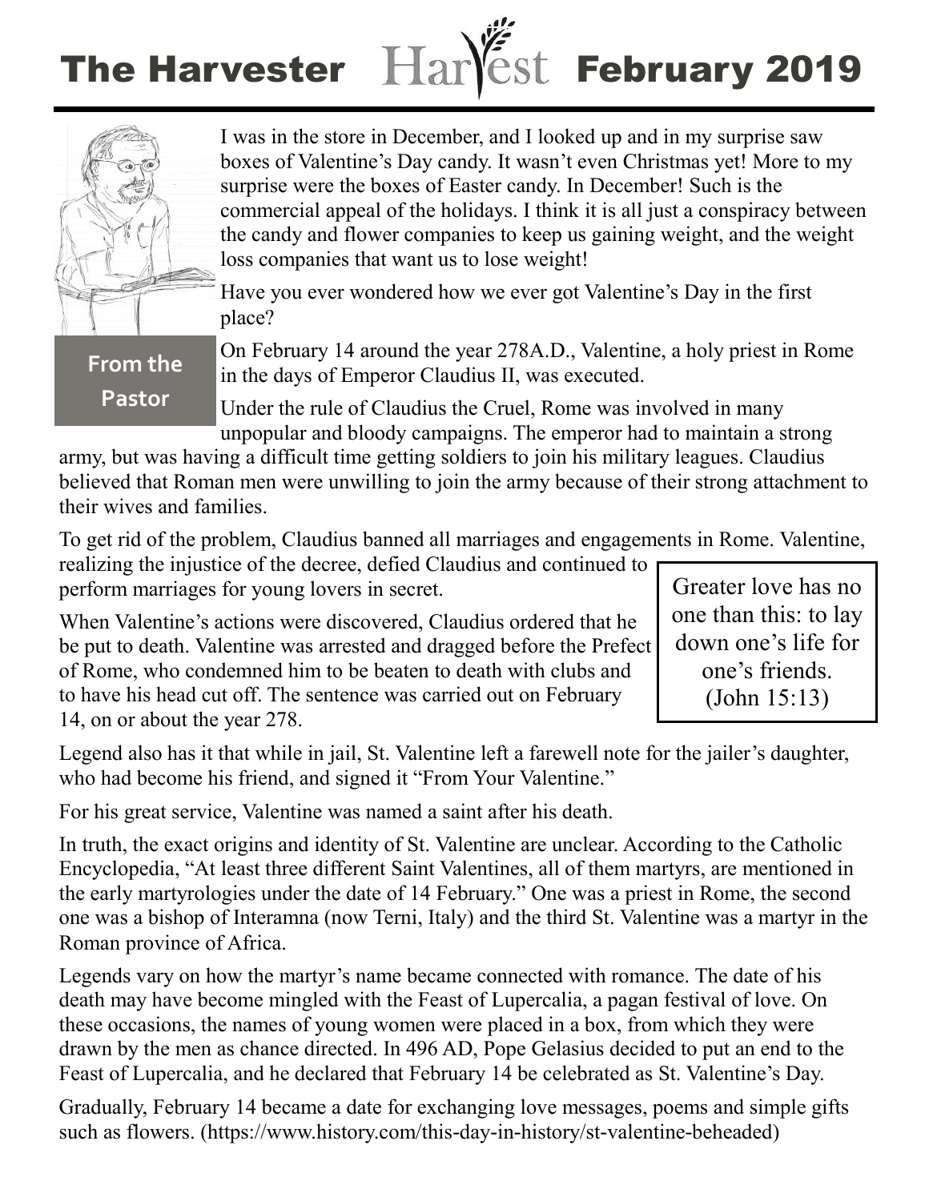# The Harvester Harvest February 2019

## From the Pastor

I was in the store in December, and I looked up and in my surprise saw boxes of Valentine's Day candy. It wasn't even Christmas yet! More to my surprise were the boxes of Easter candy. In December! Such is the commercial appeal of the holidays. I think it is all just a conspiracy between the candy and flower companies to keep us gaining weight, and the weight loss companies that want us to lose weight!

Have you ever wondered how we ever got Valentine's Day in the first place?

On February 14 around the year 278A.D., Valentine, a holy priest in Rome in the days of Emperor Claudius II, was executed.

Under the rule of Claudius the Cruel, Rome was involved in many unpopular and bloody campaigns. The emperor had to maintain a strong army, but was having a difficult time getting soldiers to join his military leagues. Claudius believed that Roman men were unwilling to join the army because of their strong attachment to their wives and families.

To get rid of the problem, Claudius banned all marriages and engagements in Rome. Valentine, realizing the injustice of the decree, defied Claudius and continued to perform marriages for young lovers in secret.

When Valentine's actions were discovered, Claudius ordered that he be put to death. Valentine was arrested and dragged before the Prefect of Rome, who condemned him to be beaten to death with clubs and to have his head cut off. The sentence was carried out on February 14, on or about the year 278.

> Greater love has no one than this: to lay down one's life for one's friends. (John 15:13)

Legend also has it that while in jail, St. Valentine left a farewell note for the jailer's daughter, who had become his friend, and signed it "From Your Valentine."

For his great service, Valentine was named a saint after his death.

In truth, the exact origins and identity of St. Valentine are unclear. According to the Catholic Encyclopedia, "At least three different Saint Valentines, all of them martyrs, are mentioned in the early martyrologies under the date of 14 February." One was a priest in Rome, the second one was a bishop of Interamna (now Terni, Italy) and the third St. Valentine was a martyr in the Roman province of Africa.

Legends vary on how the martyr's name became connected with romance. The date of his death may have become mingled with the Feast of Lupercalia, a pagan festival of love. On these occasions, the names of young women were placed in a box, from which they were drawn by the men as chance directed. In 496 AD, Pope Gelasius decided to put an end to the Feast of Lupercalia, and he declared that February 14 be celebrated as St. Valentine's Day.

Gradually, February 14 became a date for exchanging love messages, poems and simple gifts such as flowers. (https://www.history.com/this-day-in-history/st-valentine-beheaded)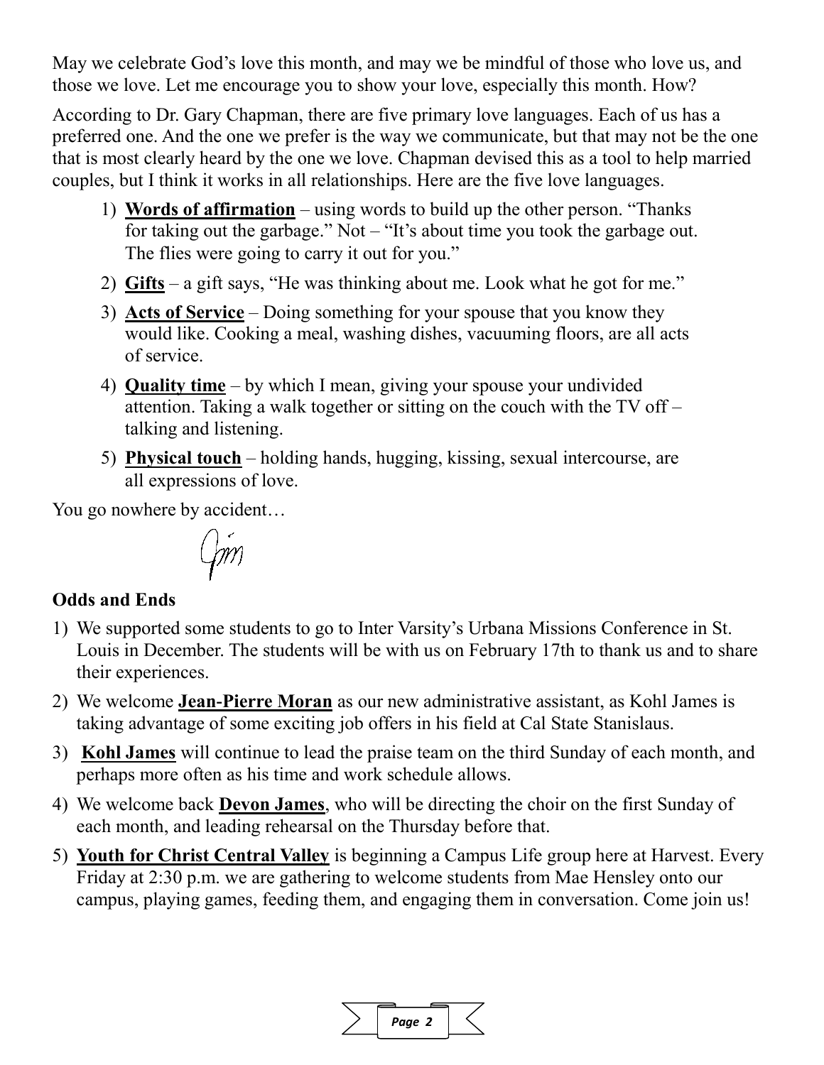May we celebrate God's love this month, and may we be mindful of those who love us, and those we love. Let me encourage you to show your love, especially this month. How?

According to Dr. Gary Chapman, there are five primary love languages. Each of us has a preferred one. And the one we prefer is the way we communicate, but that may not be the one that is most clearly heard by the one we love. Chapman devised this as a tool to help married couples, but I think it works in all relationships. Here are the five love languages.

1) **Words of affirmation** – using words to build up the other person. "Thanks for taking out the garbage." Not – "It's about time you took the garbage out. The flies were going to carry it out for you."
2) **Gifts** – a gift says, "He was thinking about me. Look what he got for me."
3) **Acts of Service** – Doing something for your spouse that you know they would like. Cooking a meal, washing dishes, vacuuming floors, are all acts of service.
4) **Quality time** – by which I mean, giving your spouse your undivided attention. Taking a walk together or sitting on the couch with the TV off – talking and listening.
5) **Physical touch** – holding hands, hugging, kissing, sexual intercourse, are all expressions of love.

You go nowhere by accident…

Jim

**Odds and Ends**

1) We supported some students to go to Inter Varsity's Urbana Missions Conference in St. Louis in December. The students will be with us on February 17th to thank us and to share their experiences.
2) We welcome **Jean-Pierre Moran** as our new administrative assistant, as Kohl James is taking advantage of some exciting job offers in his field at Cal State Stanislaus.
3) **Kohl James** will continue to lead the praise team on the third Sunday of each month, and perhaps more often as his time and work schedule allows.
4) We welcome back **Devon James**, who will be directing the choir on the first Sunday of each month, and leading rehearsal on the Thursday before that.
5) **Youth for Christ Central Valley** is beginning a Campus Life group here at Harvest. Every Friday at 2:30 p.m. we are gathering to welcome students from Mae Hensley onto our campus, playing games, feeding them, and engaging them in conversation. Come join us!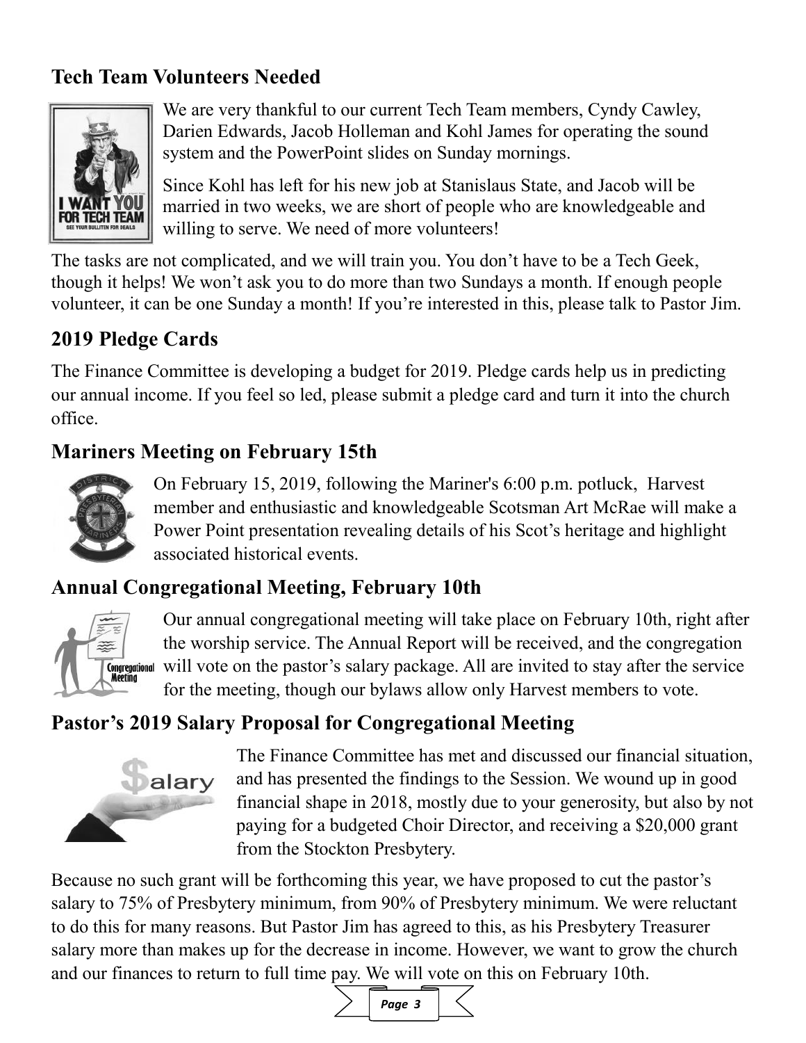## Tech Team Volunteers Needed

We are very thankful to our current Tech Team members, Cyndy Cawley, Darien Edwards, Jacob Holleman and Kohl James for operating the sound system and the PowerPoint slides on Sunday mornings.

Since Kohl has left for his new job at Stanislaus State, and Jacob will be married in two weeks, we are short of people who are knowledgeable and willing to serve. We need of more volunteers!

The tasks are not complicated, and we will train you. You don't have to be a Tech Geek, though it helps! We won't ask you to do more than two Sundays a month. If enough people volunteer, it can be one Sunday a month! If you're interested in this, please talk to Pastor Jim.

## 2019 Pledge Cards

The Finance Committee is developing a budget for 2019. Pledge cards help us in predicting our annual income. If you feel so led, please submit a pledge card and turn it into the church office.

## Mariners Meeting on February 15th

On February 15, 2019, following the Mariner's 6:00 p.m. potluck, Harvest member and enthusiastic and knowledgeable Scotsman Art McRae will make a Power Point presentation revealing details of his Scot's heritage and highlight associated historical events.

## Annual Congregational Meeting, February 10th

Our annual congregational meeting will take place on February 10th, right after the worship service. The Annual Report will be received, and the congregation will vote on the pastor's salary package. All are invited to stay after the service for the meeting, though our bylaws allow only Harvest members to vote.

## Pastor's 2019 Salary Proposal for Congregational Meeting

The Finance Committee has met and discussed our financial situation, and has presented the findings to the Session. We wound up in good financial shape in 2018, mostly due to your generosity, but also by not paying for a budgeted Choir Director, and receiving a $20,000 grant from the Stockton Presbytery.

Because no such grant will be forthcoming this year, we have proposed to cut the pastor's salary to 75% of Presbytery minimum, from 90% of Presbytery minimum. We were reluctant to do this for many reasons. But Pastor Jim has agreed to this, as his Presbytery Treasurer salary more than makes up for the decrease in income. However, we want to grow the church and our finances to return to full time pay. We will vote on this on February 10th.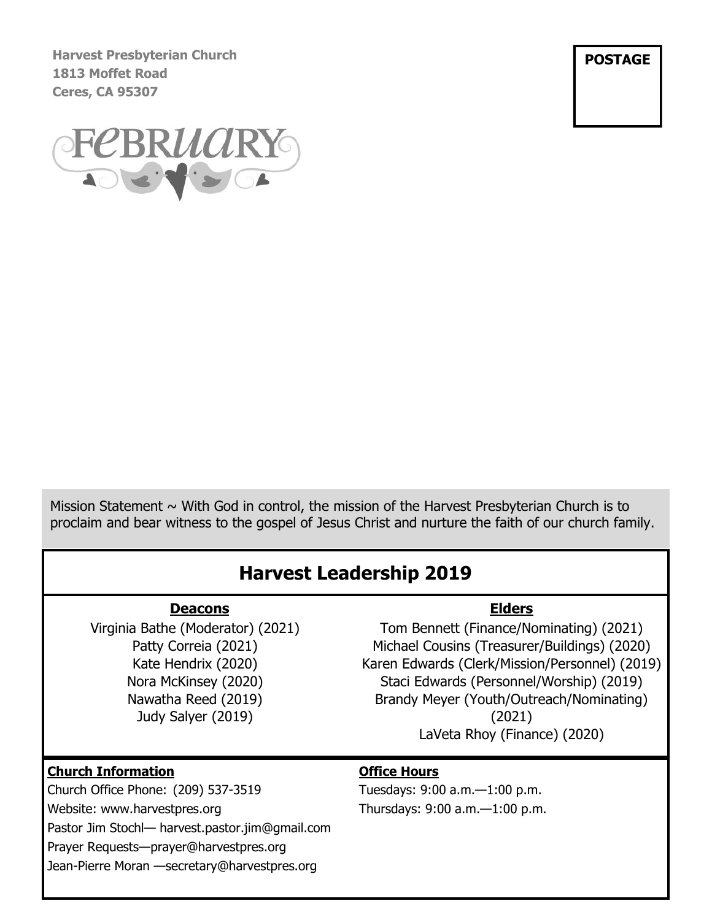**Harvest Presbyterian Church**
**1813 Moffet Road**
**Ceres, CA 95307**

**POSTAGE**

FEBRUARY

Mission Statement ~ With God in control, the mission of the Harvest Presbyterian Church is to proclaim and bear witness to the gospel of Jesus Christ and nurture the faith of our church family.

## Harvest Leadership 2019

**Deacons**

Virginia Bathe (Moderator) (2021)
Patty Correia (2021)
Kate Hendrix (2020)
Nora McKinsey (2020)
Nawatha Reed (2019)
Judy Salyer (2019)

**Elders**

Tom Bennett (Finance/Nominating) (2021)
Michael Cousins (Treasurer/Buildings) (2020)
Karen Edwards (Clerk/Mission/Personnel) (2019)
Staci Edwards (Personnel/Worship) (2019)
Brandy Meyer (Youth/Outreach/Nominating) (2021)
LaVeta Rhoy (Finance) (2020)

**Church Information**

Church Office Phone: (209) 537-3519
Website: www.harvestpres.org
Pastor Jim Stochl— harvest.pastor.jim@gmail.com
Prayer Requests—prayer@harvestpres.org
Jean-Pierre Moran —secretary@harvestpres.org

**Office Hours**

Tuesdays: 9:00 a.m.—1:00 p.m.
Thursdays: 9:00 a.m.—1:00 p.m.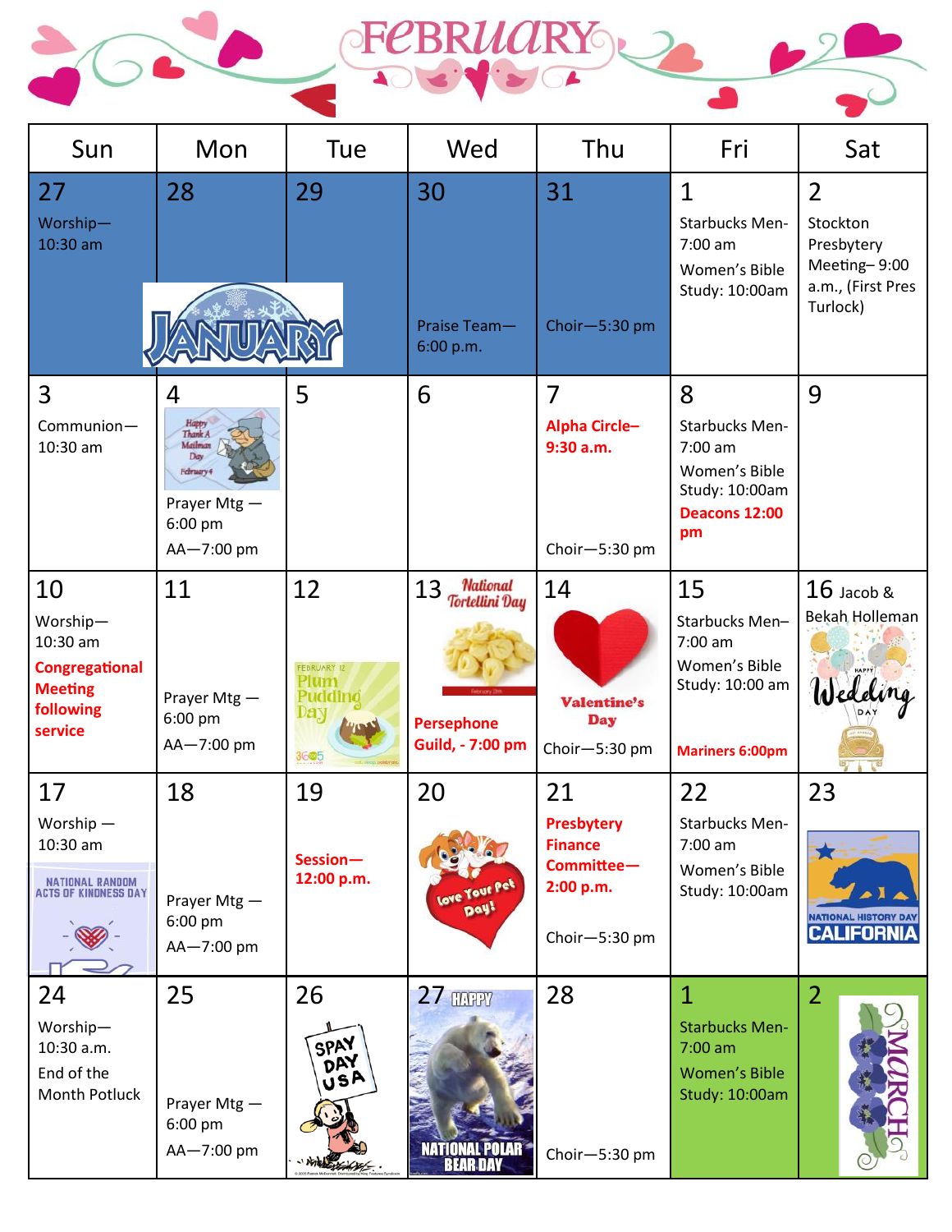# FEBRUARY

| Sun | Mon | Tue | Wed | Thu | Fri | Sat |
|---|---|---|---|---|---|---|
| 27 Worship—10:30 am | 28 JANUARY | 29 | 30 Praise Team—6:00 p.m. | 31 Choir—5:30 pm | 1 Starbucks Men-7:00 am Women's Bible Study: 10:00am | 2 Stockton Presbytery Meeting– 9:00 a.m., (First Pres Turlock) |
| 3 Communion—10:30 am | 4 Happy Thank A Mailman Day February 4 Prayer Mtg — 6:00 pm AA—7:00 pm | 5 | 6 | 7 **Alpha Circle– 9:30 a.m.** Choir—5:30 pm | 8 Starbucks Men-7:00 am Women's Bible Study: 10:00am **Deacons 12:00 pm** | 9 |
| 10 Worship—10:30 am **Congregational Meeting following service** | 11 Prayer Mtg — 6:00 pm AA—7:00 pm | 12 February 12 Plum Pudding Day | 13 National Tortellini Day **Persephone Guild, - 7:00 pm** | 14 Valentine's Day Choir—5:30 pm | 15 Starbucks Men–7:00 am Women's Bible Study: 10:00 am **Mariners 6:00pm** | 16 Jacob & Bekah Holleman Happy Wedding Day |
| 17 Worship — 10:30 am National Random Acts of Kindness Day | 18 Prayer Mtg — 6:00 pm AA—7:00 pm | 19 **Session—12:00 p.m.** | 20 Love Your Pet Day! | 21 **Presbytery Finance Committee—2:00 p.m.** Choir—5:30 pm | 22 Starbucks Men-7:00 am Women's Bible Study: 10:00am | 23 National History Day California |
| 24 Worship—10:30 a.m. End of the Month Potluck | 25 Prayer Mtg — 6:00 pm AA—7:00 pm | 26 Spay Day USA | 27 Happy National Polar Bear Day | 28 Choir—5:30 pm | 1 Starbucks Men-7:00 am Women's Bible Study: 10:00am | 2 MARCH |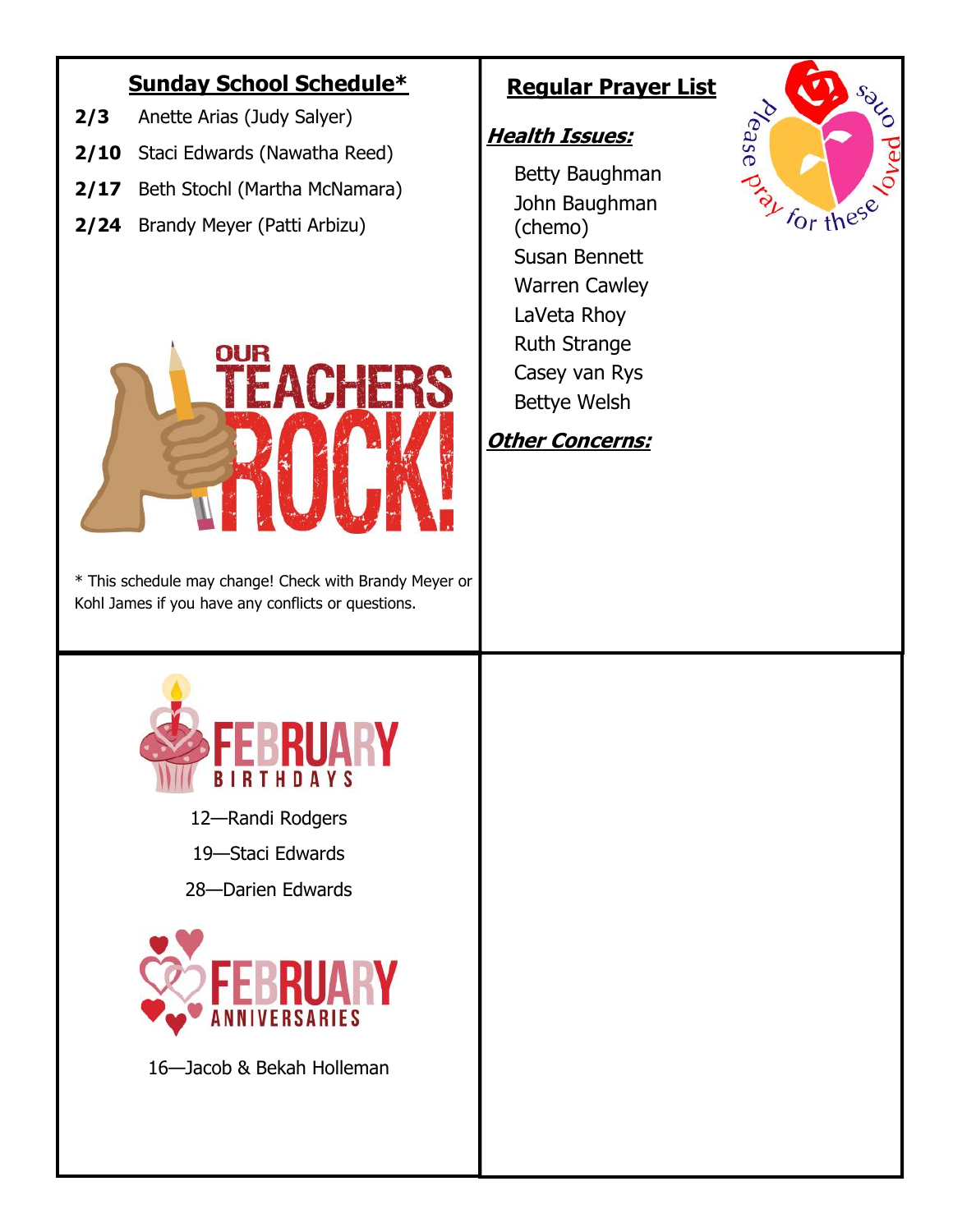## Sunday School Schedule*

**2/3** Anette Arias (Judy Salyer)

**2/10** Staci Edwards (Nawatha Reed)

**2/17** Beth Stochl (Martha McNamara)

**2/24** Brandy Meyer (Patti Arbizu)

OUR TEACHERS ROCK!

* This schedule may change! Check with Brandy Meyer or Kohl James if you have any conflicts or questions.

## Regular Prayer List

please pray for these loved ones

***Health Issues:***

Betty Baughman
John Baughman (chemo)
Susan Bennett
Warren Cawley
LaVeta Rhoy
Ruth Strange
Casey van Rys
Bettye Welsh

***Other Concerns:***

## FEBRUARY BIRTHDAYS

12—Randi Rodgers

19—Staci Edwards

28—Darien Edwards

## FEBRUARY ANNIVERSARIES

16—Jacob & Bekah Holleman